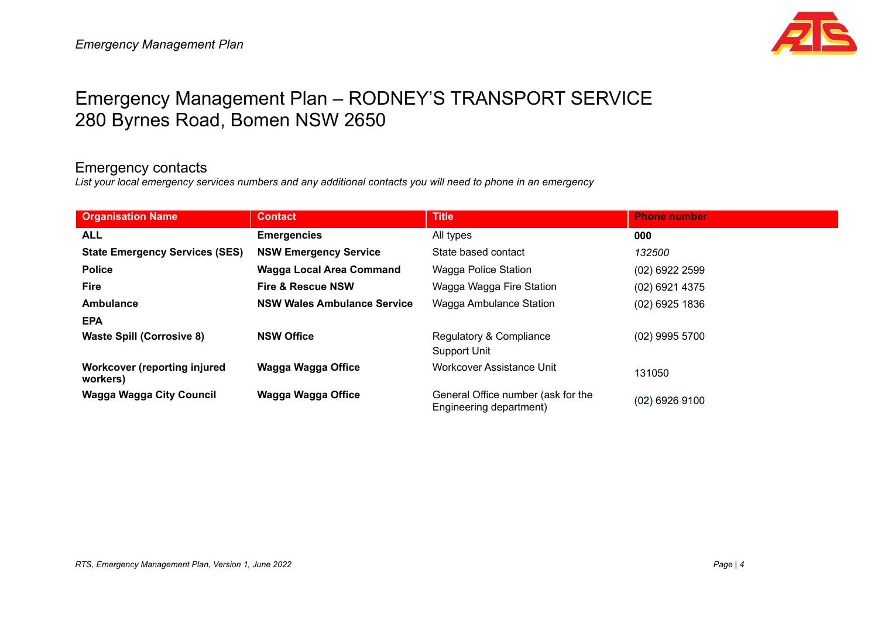# Emergency Management Plan – RODNEY'S TRANSPORT SERVICE
# 280 Byrnes Road, Bomen NSW 2650

## Emergency contacts

*List your local emergency services numbers and any additional contacts you will need to phone in an emergency*

| Organisation Name | Contact | Title | Phone number |
|---|---|---|---|
| **ALL** | **Emergencies** | All types | **000** |
| **State Emergency Services (SES)** | **NSW Emergency Service** | State based contact | *132500* |
| **Police** | **Wagga Local Area Command** | Wagga Police Station | (02) 6922 2599 |
| **Fire** | **Fire & Rescue NSW** | Wagga Wagga Fire Station | (02) 6921 4375 |
| **Ambulance** | **NSW Wales Ambulance Service** | Wagga Ambulance Station | (02) 6925 1836 |
| **EPA** | | | |
| **Waste Spill (Corrosive 8)** | **NSW Office** | Regulatory & Compliance Support Unit | (02) 9995 5700 |
| **Workcover (reporting injured workers)** | **Wagga Wagga Office** | Workcover Assistance Unit | 131050 |
| **Wagga Wagga City Council** | **Wagga Wagga Office** | General Office number (ask for the Engineering department) | (02) 6926 9100 |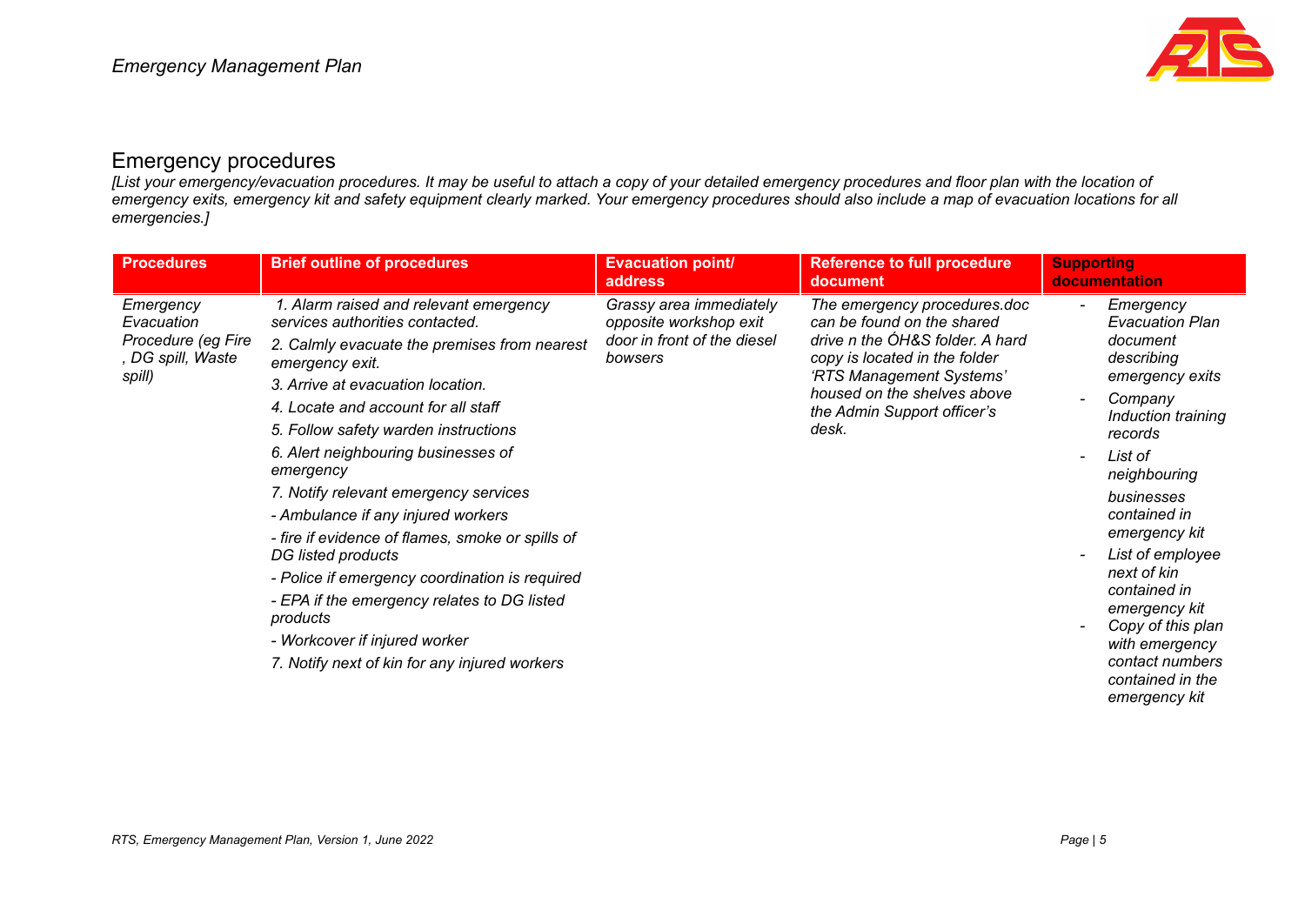## Emergency procedures

*[List your emergency/evacuation procedures. It may be useful to attach a copy of your detailed emergency procedures and floor plan with the location of emergency exits, emergency kit and safety equipment clearly marked. Your emergency procedures should also include a map of evacuation locations for all emergencies.]*

| Procedures | Brief outline of procedures | Evacuation point/ address | Reference to full procedure document | Supporting documentation |
|---|---|---|---|---|
| *Emergency Evacuation Procedure (eg Fire , DG spill, Waste spill)* | *1. Alarm raised and relevant emergency services authorities contacted.*<br>*2. Calmly evacuate the premises from nearest emergency exit.*<br>*3. Arrive at evacuation location.*<br>*4. Locate and account for all staff*<br>*5. Follow safety warden instructions*<br>*6. Alert neighbouring businesses of emergency*<br>*7. Notify relevant emergency services*<br>*- Ambulance if any injured workers*<br>*- fire if evidence of flames, smoke or spills of DG listed products*<br>*- Police if emergency coordination is required*<br>*- EPA if the emergency relates to DG listed products*<br>*- Workcover if injured worker*<br>*7. Notify next of kin for any injured workers* | *Grassy area immediately opposite workshop exit door in front of the diesel bowsers* | *The emergency procedures.doc can be found on the shared drive n the ÓH&S folder. A hard copy is located in the folder 'RTS Management Systems' housed on the shelves above the Admin Support officer's desk.* | *- Emergency Evacuation Plan document describing emergency exits*<br>*- Company Induction training records*<br>*- List of neighbouring businesses contained in emergency kit*<br>*- List of employee next of kin contained in emergency kit*<br>*- Copy of this plan with emergency contact numbers contained in the emergency kit* |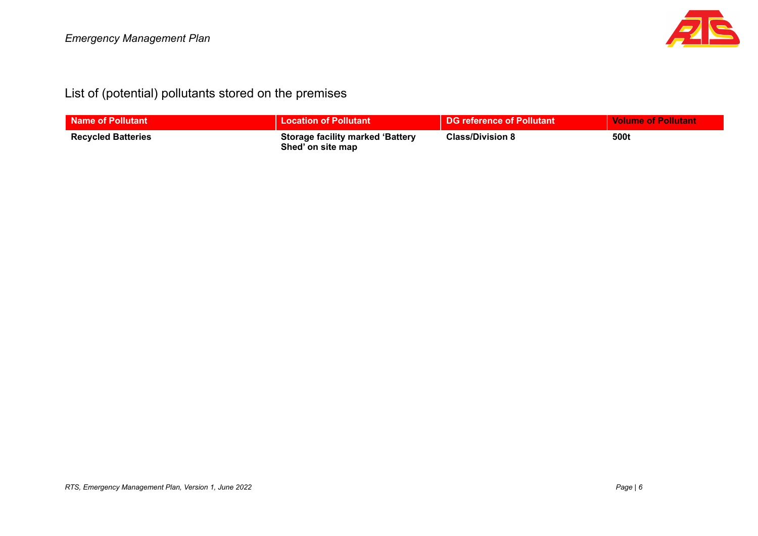## List of (potential) pollutants stored on the premises

| Name of Pollutant | Location of Pollutant | DG reference of Pollutant | Volume of Pollutant |
| --- | --- | --- | --- |
| **Recycled Batteries** | **Storage facility marked 'Battery Shed' on site map** | **Class/Division 8** | **500t** |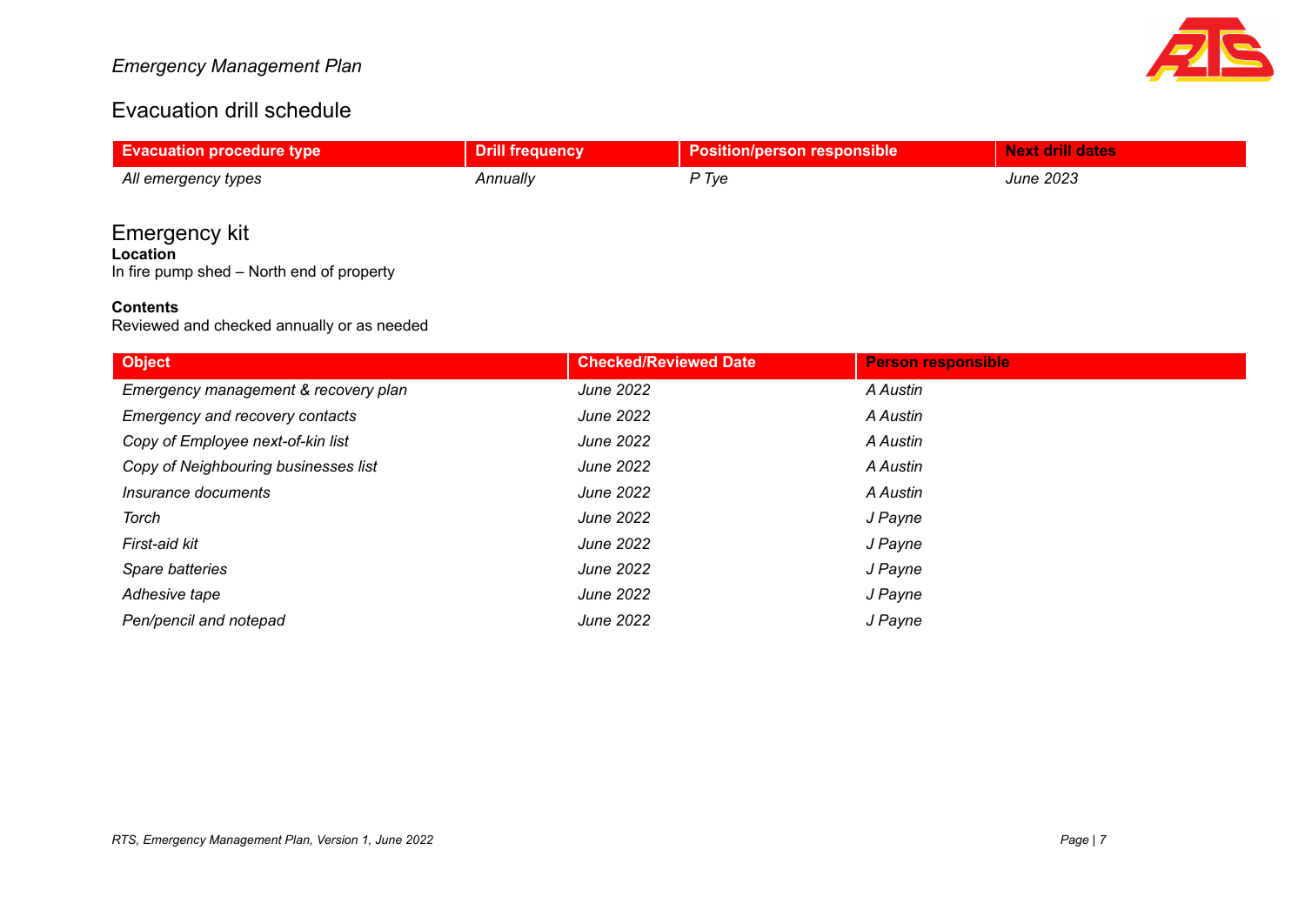## Evacuation drill schedule

| Evacuation procedure type | Drill frequency | Position/person responsible | Next drill dates |
|---|---|---|---|
| *All emergency types* | *Annually* | *P Tye* | *June 2023* |

## Emergency kit

**Location**

In fire pump shed – North end of property

**Contents**

Reviewed and checked annually or as needed

| Object | Checked/Reviewed Date | Person responsible |
|---|---|---|
| *Emergency management & recovery plan* | *June 2022* | *A Austin* |
| *Emergency and recovery contacts* | *June 2022* | *A Austin* |
| *Copy of Employee next-of-kin list* | *June 2022* | *A Austin* |
| *Copy of Neighbouring businesses list* | *June 2022* | *A Austin* |
| *Insurance documents* | *June 2022* | *A Austin* |
| *Torch* | *June 2022* | *J Payne* |
| *First-aid kit* | *June 2022* | *J Payne* |
| *Spare batteries* | *June 2022* | *J Payne* |
| *Adhesive tape* | *June 2022* | *J Payne* |
| *Pen/pencil and notepad* | *June 2022* | *J Payne* |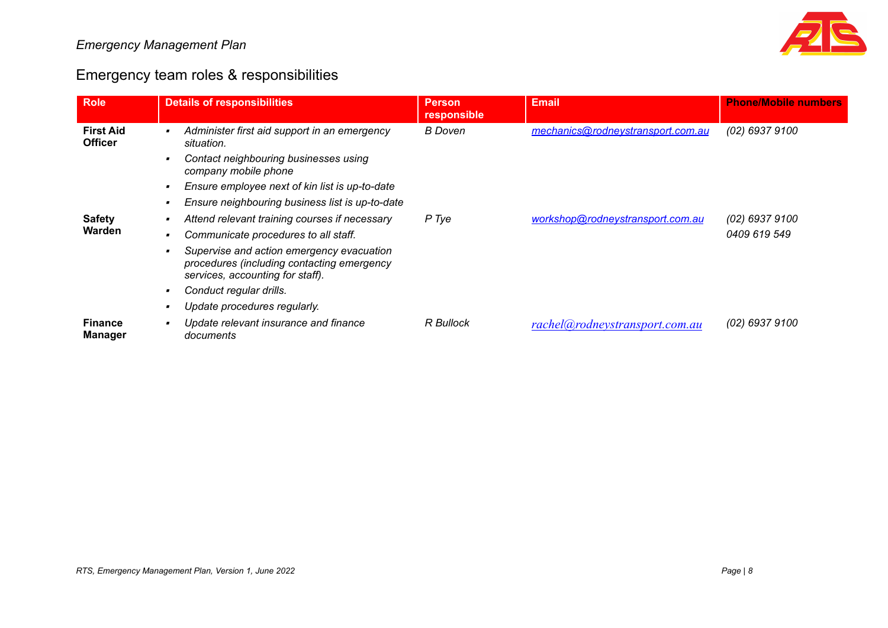## Emergency team roles & responsibilities

| Role | Details of responsibilities | Person responsible | Email | Phone/Mobile numbers |
|---|---|---|---|---|
| **First Aid Officer** | ▪ *Administer first aid support in an emergency situation.*<br>▪ *Contact neighbouring businesses using company mobile phone*<br>▪ *Ensure employee next of kin list is up-to-date*<br>▪ *Ensure neighbouring business list is up-to-date* | *B Doven* | *mechanics@rodneystransport.com.au* | *(02) 6937 9100* |
| **Safety Warden** | ▪ *Attend relevant training courses if necessary*<br>▪ *Communicate procedures to all staff.*<br>▪ *Supervise and action emergency evacuation procedures (including contacting emergency services, accounting for staff).*<br>▪ *Conduct regular drills.*<br>▪ *Update procedures regularly.* | *P Tye* | *workshop@rodneystransport.com.au* | *(02) 6937 9100*<br>*0409 619 549* |
| **Finance Manager** | ▪ *Update relevant insurance and finance documents* | *R Bullock* | *rachel@rodneystransport.com.au* | *(02) 6937 9100* |